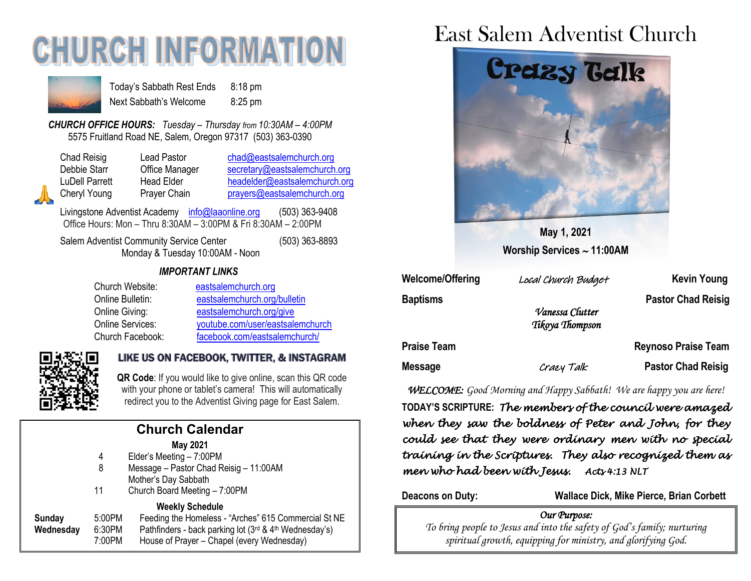# CHURCH INFORMATION

Today's Sabbath Rest Ends 8:18 pm
Next Sabbath's Welcome 8:25 pm

***CHURCH OFFICE HOURS:*** *Tuesday – Thursday from 10:30AM – 4:00PM*
5575 Fruitland Road NE, Salem, Oregon 97317 (503) 363-0390

| | | |
|---|---|---|
| Chad Reisig | Lead Pastor | chad@eastsalemchurch.org |
| Debbie Starr | Office Manager | secretary@eastsalemchurch.org |
| LuDell Parrett | Head Elder | headelder@eastsalemchurch.org |
| Cheryl Young | Prayer Chain | prayers@eastsalemchurch.org |

Livingstone Adventist Academy info@laaonline.org (503) 363-9408
Office Hours: Mon – Thru 8:30AM – 3:00PM & Fri 8:30AM – 2:00PM

Salem Adventist Community Service Center (503) 363-8893
Monday & Tuesday 10:00AM - Noon

***IMPORTANT LINKS***

| | |
|---|---|
| Church Website: | eastsalemchurch.org |
| Online Bulletin: | eastsalemchurch.org/bulletin |
| Online Giving: | eastsalemchurch.org/give |
| Online Services: | youtube.com/user/eastsalemchurch |
| Church Facebook: | facebook.com/eastsalemchurch/ |

**LIKE US ON FACEBOOK, TWITTER, & INSTAGRAM**

**QR Code**: If you would like to give online, scan this QR code with your phone or tablet's camera! This will automatically redirect you to the Adventist Giving page for East Salem.

## Church Calendar

**May 2021**

- 4 Elder's Meeting – 7:00PM
- 8 Message – Pastor Chad Reisig – 11:00AM
  Mother's Day Sabbath
- 11 Church Board Meeting – 7:00PM

**Weekly Schedule**

| | | |
|---|---|---|
| **Sunday** | 5:00PM | Feeding the Homeless - "Arches" 615 Commercial St NE |
| **Wednesday** | 6:30PM | Pathfinders - back parking lot (3rd & 4th Wednesday's) |
| | 7:00PM | House of Prayer – Chapel (every Wednesday) |

# East Salem Adventist Church

Crazy Talk

**May 1, 2021**
**Worship Services ~ 11:00AM**

| | | |
|---|---|---|
| **Welcome/Offering** | *Local Church Budget* | **Kevin Young** |
| **Baptisms** | *Vanessa Clutter*<br>*Tikoya Thompson* | **Pastor Chad Reisig** |
| **Praise Team** | | **Reynoso Praise Team** |
| **Message** | *Crazy Talk* | **Pastor Chad Reisig** |

***WELCOME:*** *Good Morning and Happy Sabbath! We are happy you are here!*

**TODAY'S SCRIPTURE:** *The members of the council were amazed when they saw the boldness of Peter and John, for they could see that they were ordinary men with no special training in the Scriptures. They also recognized them as men who had been with Jesus.* *Acts 4:13 NLT*

**Deacons on Duty:** **Wallace Dick, Mike Pierce, Brian Corbett**

*Our Purpose:*
*To bring people to Jesus and into the safety of God's family; nurturing spiritual growth, equipping for ministry, and glorifying God.*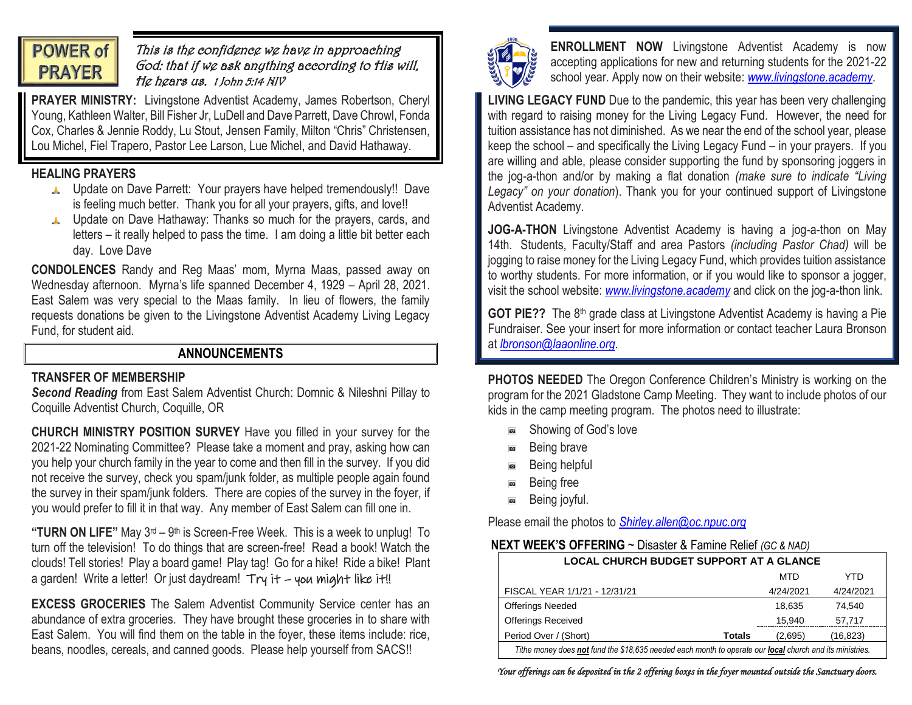**POWER of PRAYER**

*This is the confidence we have in approaching God: that if we ask anything according to His will, He hears us. 1 John 5:14 NIV*

**PRAYER MINISTRY:** Livingstone Adventist Academy, James Robertson, Cheryl Young, Kathleen Walter, Bill Fisher Jr, LuDell and Dave Parrett, Dave Chrowl, Fonda Cox, Charles & Jennie Roddy, Lu Stout, Jensen Family, Milton "Chris" Christensen, Lou Michel, Fiel Trapero, Pastor Lee Larson, Lue Michel, and David Hathaway.

**HEALING PRAYERS**

- Update on Dave Parrett: Your prayers have helped tremendously!! Dave is feeling much better. Thank you for all your prayers, gifts, and love!!
- Update on Dave Hathaway: Thanks so much for the prayers, cards, and letters – it really helped to pass the time. I am doing a little bit better each day. Love Dave

**CONDOLENCES** Randy and Reg Maas' mom, Myrna Maas, passed away on Wednesday afternoon. Myrna's life spanned December 4, 1929 – April 28, 2021. East Salem was very special to the Maas family. In lieu of flowers, the family requests donations be given to the Livingstone Adventist Academy Living Legacy Fund, for student aid.

## ANNOUNCEMENTS

**TRANSFER OF MEMBERSHIP**
***Second Reading*** from East Salem Adventist Church: Domnic & Nileshni Pillay to Coquille Adventist Church, Coquille, OR

**CHURCH MINISTRY POSITION SURVEY** Have you filled in your survey for the 2021-22 Nominating Committee? Please take a moment and pray, asking how can you help your church family in the year to come and then fill in the survey. If you did not receive the survey, check you spam/junk folder, as multiple people again found the survey in their spam/junk folders. There are copies of the survey in the foyer, if you would prefer to fill it in that way. Any member of East Salem can fill one in.

**"TURN ON LIFE"** May 3rd – 9th is Screen-Free Week. This is a week to unplug! To turn off the television! To do things that are screen-free! Read a book! Watch the clouds! Tell stories! Play a board game! Play tag! Go for a hike! Ride a bike! Plant a garden! Write a letter! Or just daydream! Try it – you might like it!!

**EXCESS GROCERIES** The Salem Adventist Community Service center has an abundance of extra groceries. They have brought these groceries in to share with East Salem. You will find them on the table in the foyer, these items include: rice, beans, noodles, cereals, and canned goods. Please help yourself from SACS!!

**ENROLLMENT NOW** Livingstone Adventist Academy is now accepting applications for new and returning students for the 2021-22 school year. Apply now on their website: *www.livingstone.academy*.

**LIVING LEGACY FUND** Due to the pandemic, this year has been very challenging with regard to raising money for the Living Legacy Fund. However, the need for tuition assistance has not diminished. As we near the end of the school year, please keep the school – and specifically the Living Legacy Fund – in your prayers. If you are willing and able, please consider supporting the fund by sponsoring joggers in the jog-a-thon and/or by making a flat donation *(make sure to indicate "Living Legacy" on your donation*). Thank you for your continued support of Livingstone Adventist Academy.

**JOG-A-THON** Livingstone Adventist Academy is having a jog-a-thon on May 14th. Students, Faculty/Staff and area Pastors *(including Pastor Chad)* will be jogging to raise money for the Living Legacy Fund, which provides tuition assistance to worthy students. For more information, or if you would like to sponsor a jogger, visit the school website: *www.livingstone.academy* and click on the jog-a-thon link.

**GOT PIE??** The 8th grade class at Livingstone Adventist Academy is having a Pie Fundraiser. See your insert for more information or contact teacher Laura Bronson at *lbronson@laaonline.org*.

**PHOTOS NEEDED** The Oregon Conference Children's Ministry is working on the program for the 2021 Gladstone Camp Meeting. They want to include photos of our kids in the camp meeting program. The photos need to illustrate:

- Showing of God's love
- Being brave
- Being helpful
- Being free
- Being joyful.

Please email the photos to *Shirley.allen@oc.npuc.org*

**NEXT WEEK'S OFFERING** ~ Disaster & Famine Relief *(GC & NAD)*

| LOCAL CHURCH BUDGET SUPPORT AT A GLANCE | | | |
|---|---|---|---|
| | | MTD | YTD |
| FISCAL YEAR 1/1/21 - 12/31/21 | | 4/24/2021 | 4/24/2021 |
| Offerings Needed | | 18,635 | 74,540 |
| Offerings Received | | 15,940 | 57,717 |
| Period Over / (Short) | **Totals** | (2,695) | (16,823) |

*Tithe money does **not** fund the $18,635 needed each month to operate our **local** church and its ministries.*

*Your offerings can be deposited in the 2 offering boxes in the foyer mounted outside the Sanctuary doors.*